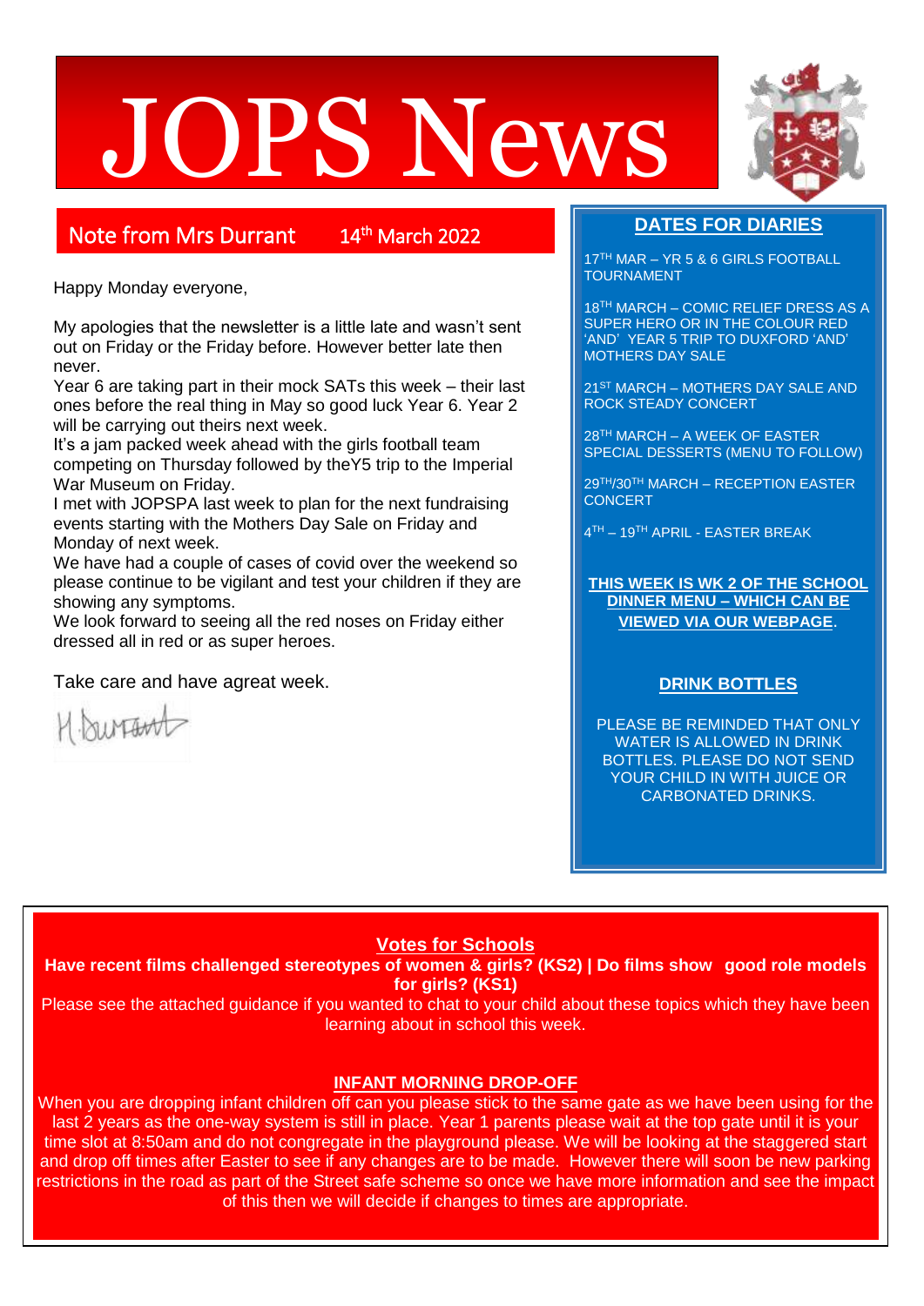# JOPS News

## Note from Mrs Durrant 14th March 2022

Happy Monday everyone,

My apologies that the newsletter is a little late and wasn't sent out on Friday or the Friday before. However better late then never.

Year 6 are taking part in their mock SATs this week – their last ones before the real thing in May so good luck Year 6. Year 2 will be carrying out theirs next week.

It's a jam packed week ahead with the girls football team competing on Thursday followed by theY5 trip to the Imperial War Museum on Friday.

I met with JOPSPA last week to plan for the next fundraising events starting with the Mothers Day Sale on Friday and Monday of next week.

We have had a couple of cases of covid over the weekend so please continue to be vigilant and test your children if they are showing any symptoms.

We look forward to seeing all the red noses on Friday either dressed all in red or as super heroes.

Take care and have agreat week.

H Durrant

## DATES FOR DIARIES

17TH MAR – YR 5 & 6 GIRLS FOOTBALL TOURNAMENT

18TH MARCH – COMIC RELIEF DRESS AS A SUPER HERO OR IN THE COLOUR RED 'AND' YEAR 5 TRIP TO DUXFORD 'AND' MOTHERS DAY SALE

21ST MARCH – MOTHERS DAY SALE AND ROCK STEADY CONCERT

28TH MARCH – A WEEK OF EASTER SPECIAL DESSERTS (MENU TO FOLLOW)

29TH/30TH MARCH – RECEPTION EASTER CONCERT

4TH – 19TH APRIL - EASTER BREAK

**THIS WEEK IS WK 2 OF THE SCHOOL DINNER MENU – WHICH CAN BE VIEWED VIA OUR WEBPAGE.**

## DRINK BOTTLES

PLEASE BE REMINDED THAT ONLY WATER IS ALLOWED IN DRINK BOTTLES. PLEASE DO NOT SEND YOUR CHILD IN WITH JUICE OR CARBONATED DRINKS.

## Votes for Schools

**Have recent films challenged stereotypes of women & girls? (KS2) | Do films show good role models for girls? (KS1)**

Please see the attached guidance if you wanted to chat to your child about these topics which they have been learning about in school this week.

## INFANT MORNING DROP-OFF

When you are dropping infant children off can you please stick to the same gate as we have been using for the last 2 years as the one-way system is still in place. Year 1 parents please wait at the top gate until it is your time slot at 8:50am and do not congregate in the playground please. We will be looking at the staggered start and drop off times after Easter to see if any changes are to be made. However there will soon be new parking restrictions in the road as part of the Street safe scheme so once we have more information and see the impact of this then we will decide if changes to times are appropriate.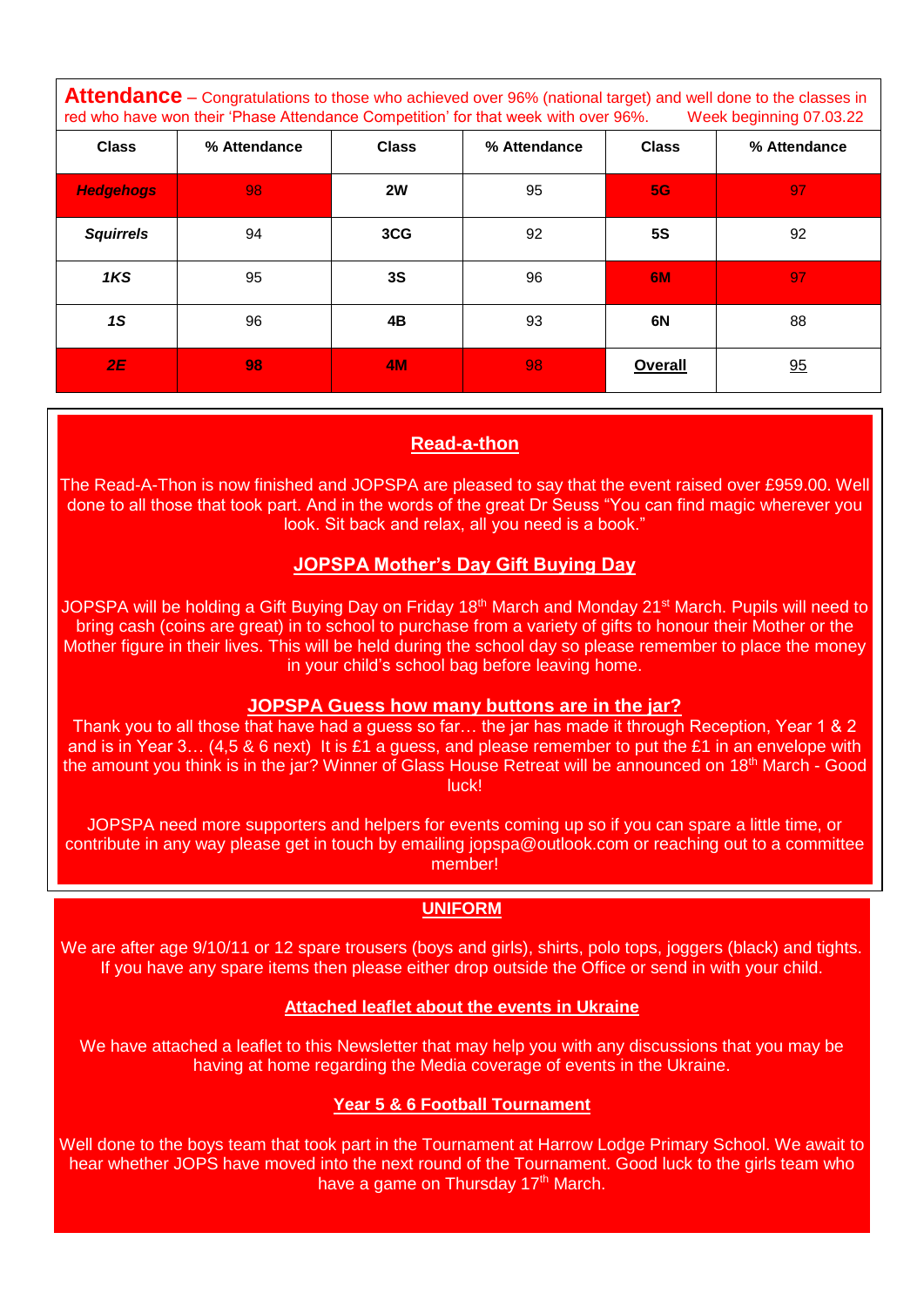**Attendance** – Congratulations to those who achieved over 96% (national target) and well done to the classes in red who have won their 'Phase Attendance Competition' for that week with over 96%. Week beginning 07.03.22

| Class | % Attendance | Class | % Attendance | Class | % Attendance |
|---|---|---|---|---|---|
| ***Hedgehogs*** | 98 | **2W** | 95 | **5G** | 97 |
| ***Squirrels*** | 94 | **3CG** | 92 | **5S** | 92 |
| ***1KS*** | 95 | **3S** | 96 | **6M** | 97 |
| ***1S*** | 96 | **4B** | 93 | **6N** | 88 |
| ***2E*** | **98** | **4M** | 98 | **Overall** | 95 |

## Read-a-thon

The Read-A-Thon is now finished and JOPSPA are pleased to say that the event raised over £959.00. Well done to all those that took part. And in the words of the great Dr Seuss "You can find magic wherever you look. Sit back and relax, all you need is a book."

## JOPSPA Mother's Day Gift Buying Day

JOPSPA will be holding a Gift Buying Day on Friday 18th March and Monday 21st March. Pupils will need to bring cash (coins are great) in to school to purchase from a variety of gifts to honour their Mother or the Mother figure in their lives. This will be held during the school day so please remember to place the money in your child's school bag before leaving home.

## JOPSPA Guess how many buttons are in the jar?

Thank you to all those that have had a guess so far… the jar has made it through Reception, Year 1 & 2 and is in Year 3… (4,5 & 6 next) It is £1 a guess, and please remember to put the £1 in an envelope with the amount you think is in the jar? Winner of Glass House Retreat will be announced on 18th March - Good luck!

JOPSPA need more supporters and helpers for events coming up so if you can spare a little time, or contribute in any way please get in touch by emailing jopspa@outlook.com or reaching out to a committee member!

## UNIFORM

We are after age 9/10/11 or 12 spare trousers (boys and girls), shirts, polo tops, joggers (black) and tights. If you have any spare items then please either drop outside the Office or send in with your child.

## Attached leaflet about the events in Ukraine

We have attached a leaflet to this Newsletter that may help you with any discussions that you may be having at home regarding the Media coverage of events in the Ukraine.

## Year 5 & 6 Football Tournament

Well done to the boys team that took part in the Tournament at Harrow Lodge Primary School. We await to hear whether JOPS have moved into the next round of the Tournament. Good luck to the girls team who have a game on Thursday 17th March.